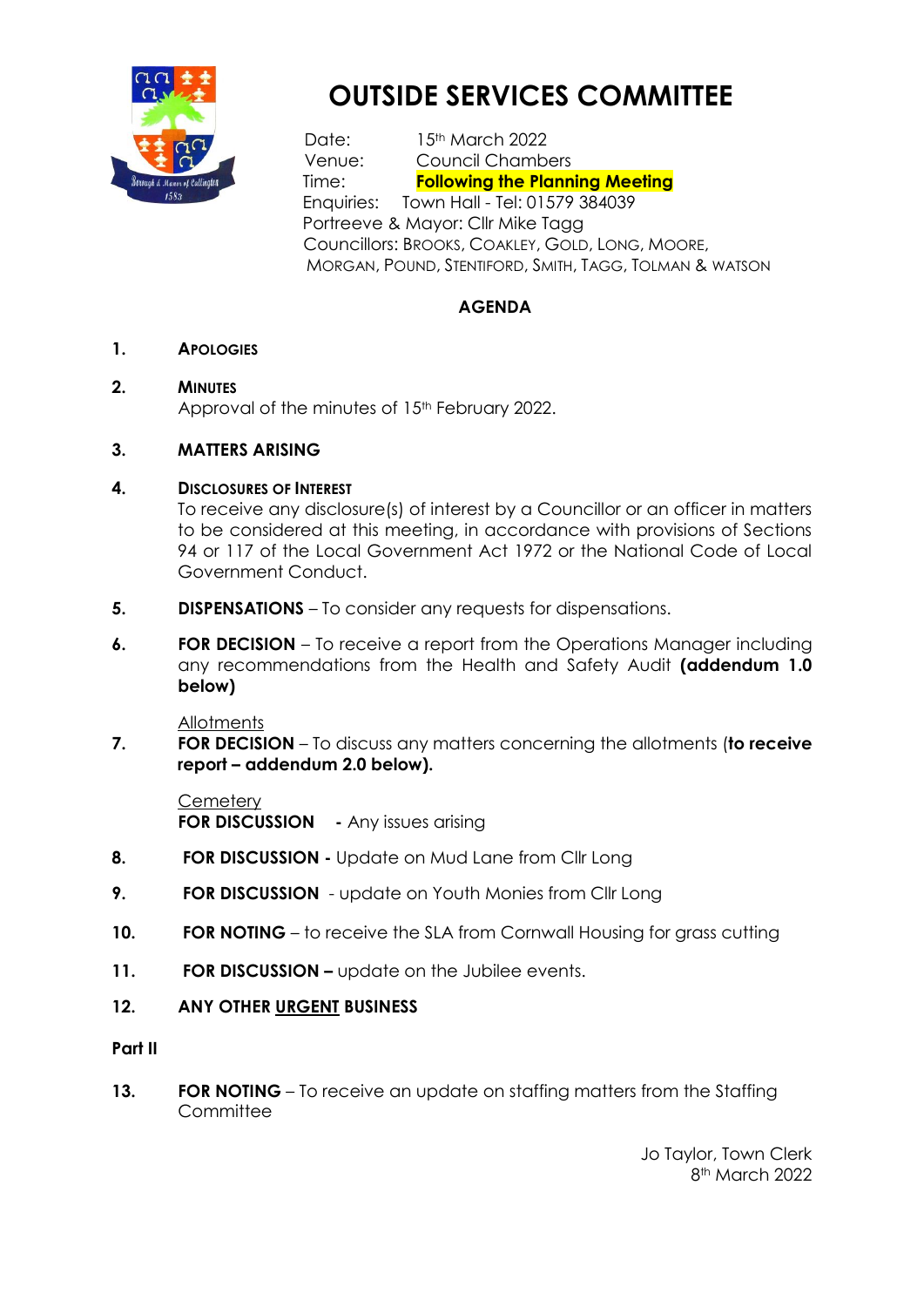# OUTSIDE SERVICES COMMITTEE

Date: 15th March 2022
Venue: Council Chambers
Time: **Following the Planning Meeting**
Enquiries: Town Hall - Tel: 01579 384039
Portreeve & Mayor: Cllr Mike Tagg
Councillors: BROOKS, COAKLEY, GOLD, LONG, MOORE, MORGAN, POUND, STENTIFORD, SMITH, TAGG, TOLMAN & WATSON

## AGENDA

1. **APOLOGIES**

2. **MINUTES**
   Approval of the minutes of 15th February 2022.

3. **MATTERS ARISING**

4. **DISCLOSURES OF INTEREST**
   To receive any disclosure(s) of interest by a Councillor or an officer in matters to be considered at this meeting, in accordance with provisions of Sections 94 or 117 of the Local Government Act 1972 or the National Code of Local Government Conduct.

5. **DISPENSATIONS** – To consider any requests for dispensations.

6. **FOR DECISION** – To receive a report from the Operations Manager including any recommendations from the Health and Safety Audit **(addendum 1.0 below)**

   Allotments

7. **FOR DECISION** – To discuss any matters concerning the allotments (**to receive report – addendum 2.0 below).**

   Cemetery
   **FOR DISCUSSION** - Any issues arising

8. **FOR DISCUSSION -** Update on Mud Lane from Cllr Long

9. **FOR DISCUSSION** - update on Youth Monies from Cllr Long

10. **FOR NOTING** – to receive the SLA from Cornwall Housing for grass cutting

11. **FOR DISCUSSION –** update on the Jubilee events.

12. **ANY OTHER URGENT BUSINESS**

**Part II**

13. **FOR NOTING** – To receive an update on staffing matters from the Staffing Committee

Jo Taylor, Town Clerk
8th March 2022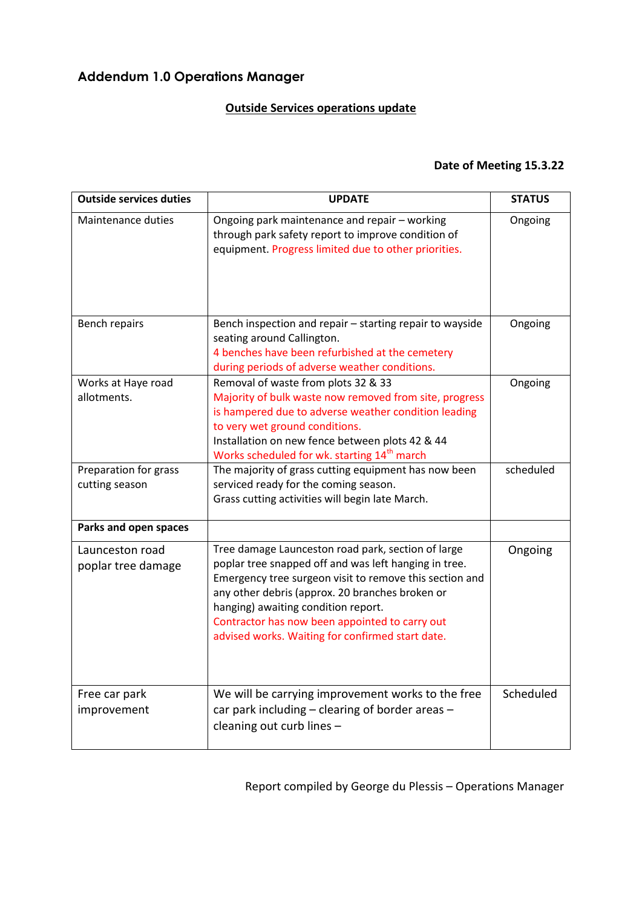## Addendum 1.0 Operations Manager

**Outside Services operations update**

**Date of Meeting 15.3.22**

| Outside services duties | UPDATE | STATUS |
|---|---|---|
| Maintenance duties | Ongoing park maintenance and repair – working through park safety report to improve condition of equipment. Progress limited due to other priorities. | Ongoing |
| Bench repairs | Bench inspection and repair – starting repair to wayside seating around Callington.<br>4 benches have been refurbished at the cemetery during periods of adverse weather conditions. | Ongoing |
| Works at Haye road allotments. | Removal of waste from plots 32 & 33<br>Majority of bulk waste now removed from site, progress is hampered due to adverse weather condition leading to very wet ground conditions.<br>Installation on new fence between plots 42 & 44<br>Works scheduled for wk. starting 14th march | Ongoing |
| Preparation for grass cutting season | The majority of grass cutting equipment has now been serviced ready for the coming season.<br>Grass cutting activities will begin late March. | scheduled |
| **Parks and open spaces** | | |
| Launceston road poplar tree damage | Tree damage Launceston road park, section of large poplar tree snapped off and was left hanging in tree. Emergency tree surgeon visit to remove this section and any other debris (approx. 20 branches broken or hanging) awaiting condition report.<br>Contractor has now been appointed to carry out advised works. Waiting for confirmed start date. | Ongoing |
| Free car park improvement | We will be carrying improvement works to the free car park including – clearing of border areas – cleaning out curb lines – | Scheduled |

Report compiled by George du Plessis – Operations Manager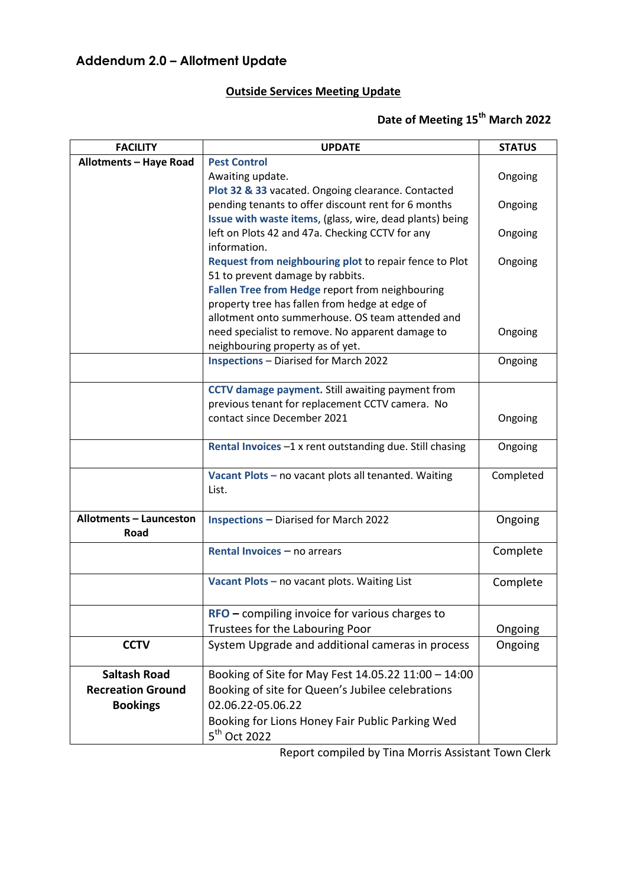## Addendum 2.0 – Allotment Update

**Outside Services Meeting Update**

**Date of Meeting 15th March 2022**

| FACILITY | UPDATE | STATUS |
|---|---|---|
| **Allotments – Haye Road** | **Pest Control** Awaiting update. | Ongoing |
| | **Plot 32 & 33** vacated. Ongoing clearance. Contacted pending tenants to offer discount rent for 6 months | Ongoing |
| | **Issue with waste items**, (glass, wire, dead plants) being left on Plots 42 and 47a. Checking CCTV for any information. | Ongoing |
| | **Request from neighbouring plot** to repair fence to Plot 51 to prevent damage by rabbits. | Ongoing |
| | **Fallen Tree from Hedge** report from neighbouring property tree has fallen from hedge at edge of allotment onto summerhouse. OS team attended and need specialist to remove. No apparent damage to neighbouring property as of yet. | Ongoing |
| | **Inspections** – Diarised for March 2022 | Ongoing |
| | **CCTV damage payment.** Still awaiting payment from previous tenant for replacement CCTV camera. No contact since December 2021 | Ongoing |
| | **Rental Invoices** –1 x rent outstanding due. Still chasing | Ongoing |
| | **Vacant Plots –** no vacant plots all tenanted. Waiting List. | Completed |
| **Allotments – Launceston Road** | **Inspections –** Diarised for March 2022 | Ongoing |
| | **Rental Invoices –** no arrears | Complete |
| | **Vacant Plots –** no vacant plots. Waiting List | Complete |
| | **RFO –** compiling invoice for various charges to Trustees for the Labouring Poor | Ongoing |
| **CCTV** | System Upgrade and additional cameras in process | Ongoing |
| **Saltash Road Recreation Ground Bookings** | Booking of Site for May Fest 14.05.22 11:00 – 14:00<br>Booking of site for Queen's Jubilee celebrations 02.06.22-05.06.22<br>Booking for Lions Honey Fair Public Parking Wed 5th Oct 2022 | |

Report compiled by Tina Morris Assistant Town Clerk